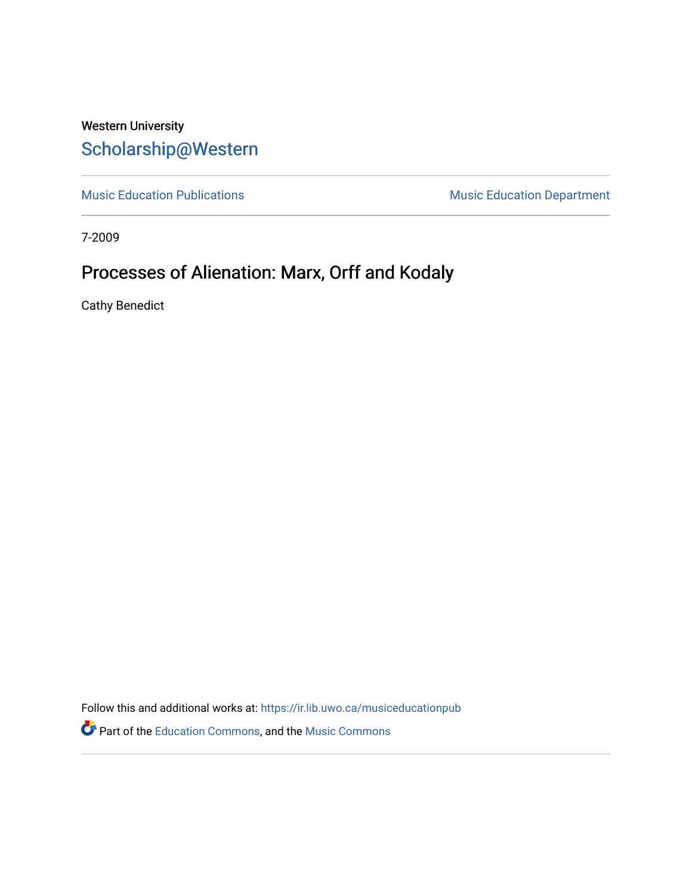Western University

# Scholarship@Western

Music Education Publications | Music Education Department

7-2009

## Processes of Alienation: Marx, Orff and Kodaly

Cathy Benedict

Follow this and additional works at: https://ir.lib.uwo.ca/musiceducationpub

Part of the Education Commons, and the Music Commons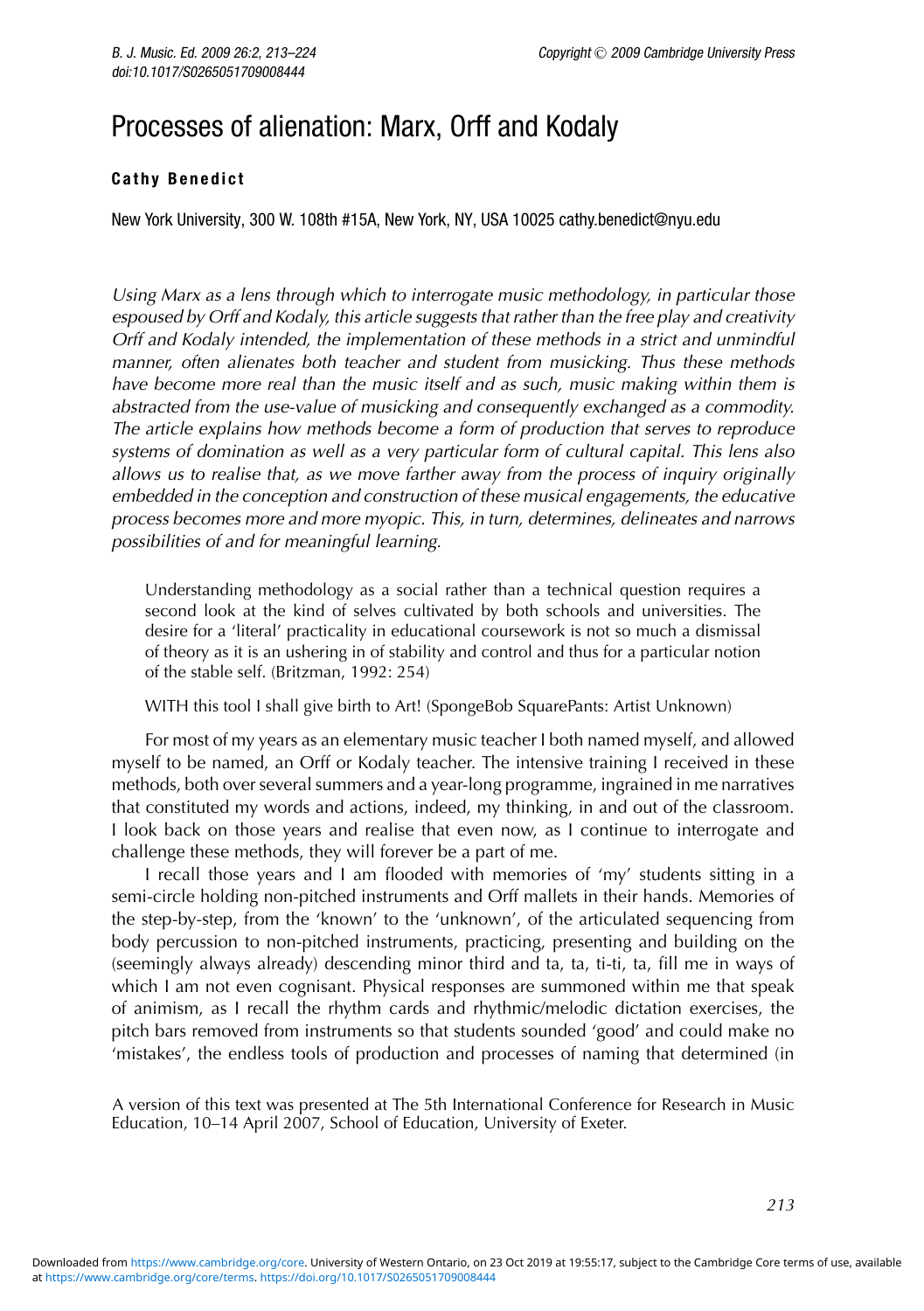# Processes of alienation: Marx, Orff and Kodaly

**Cathy Benedict**

New York University, 300 W. 108th #15A, New York, NY, USA 10025 cathy.benedict@nyu.edu

*Using Marx as a lens through which to interrogate music methodology, in particular those espoused by Orff and Kodaly, this article suggests that rather than the free play and creativity Orff and Kodaly intended, the implementation of these methods in a strict and unmindful manner, often alienates both teacher and student from musicking. Thus these methods have become more real than the music itself and as such, music making within them is abstracted from the use-value of musicking and consequently exchanged as a commodity. The article explains how methods become a form of production that serves to reproduce systems of domination as well as a very particular form of cultural capital. This lens also allows us to realise that, as we move farther away from the process of inquiry originally embedded in the conception and construction of these musical engagements, the educative process becomes more and more myopic. This, in turn, determines, delineates and narrows possibilities of and for meaningful learning.*

> Understanding methodology as a social rather than a technical question requires a second look at the kind of selves cultivated by both schools and universities. The desire for a 'literal' practicality in educational coursework is not so much a dismissal of theory as it is an ushering in of stability and control and thus for a particular notion of the stable self. (Britzman, 1992: 254)

> WITH this tool I shall give birth to Art! (SpongeBob SquarePants: Artist Unknown)

For most of my years as an elementary music teacher I both named myself, and allowed myself to be named, an Orff or Kodaly teacher. The intensive training I received in these methods, both over several summers and a year-long programme, ingrained in me narratives that constituted my words and actions, indeed, my thinking, in and out of the classroom. I look back on those years and realise that even now, as I continue to interrogate and challenge these methods, they will forever be a part of me.

I recall those years and I am flooded with memories of 'my' students sitting in a semi-circle holding non-pitched instruments and Orff mallets in their hands. Memories of the step-by-step, from the 'known' to the 'unknown', of the articulated sequencing from body percussion to non-pitched instruments, practicing, presenting and building on the (seemingly always already) descending minor third and ta, ta, ti-ti, ta, fill me in ways of which I am not even cognisant. Physical responses are summoned within me that speak of animism, as I recall the rhythm cards and rhythmic/melodic dictation exercises, the pitch bars removed from instruments so that students sounded 'good' and could make no 'mistakes', the endless tools of production and processes of naming that determined (in

A version of this text was presented at The 5th International Conference for Research in Music Education, 10–14 April 2007, School of Education, University of Exeter.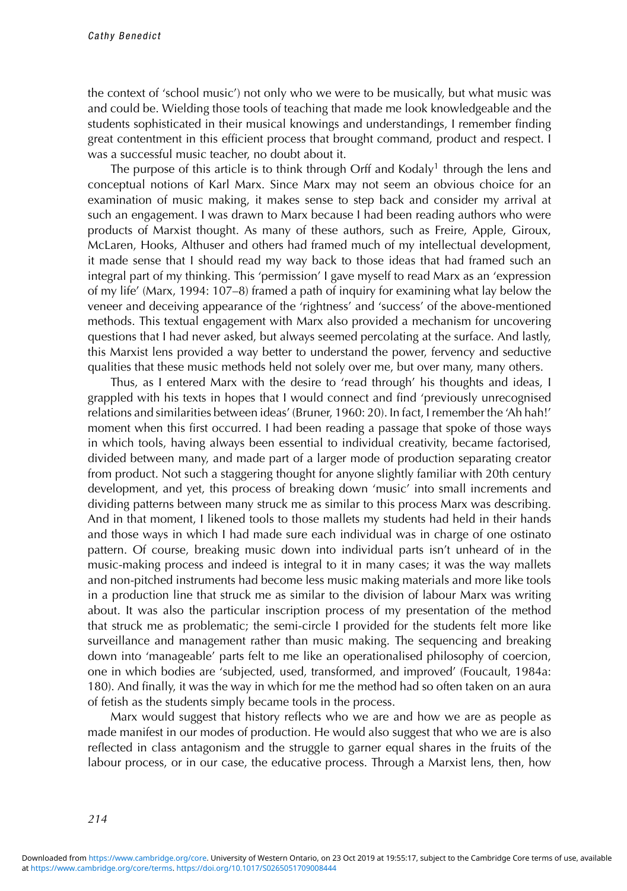the context of 'school music') not only who we were to be musically, but what music was and could be. Wielding those tools of teaching that made me look knowledgeable and the students sophisticated in their musical knowings and understandings, I remember finding great contentment in this efficient process that brought command, product and respect. I was a successful music teacher, no doubt about it.

The purpose of this article is to think through Orff and Kodaly[1] through the lens and conceptual notions of Karl Marx. Since Marx may not seem an obvious choice for an examination of music making, it makes sense to step back and consider my arrival at such an engagement. I was drawn to Marx because I had been reading authors who were products of Marxist thought. As many of these authors, such as Freire, Apple, Giroux, McLaren, Hooks, Althuser and others had framed much of my intellectual development, it made sense that I should read my way back to those ideas that had framed such an integral part of my thinking. This 'permission' I gave myself to read Marx as an 'expression of my life' (Marx, 1994: 107–8) framed a path of inquiry for examining what lay below the veneer and deceiving appearance of the 'rightness' and 'success' of the above-mentioned methods. This textual engagement with Marx also provided a mechanism for uncovering questions that I had never asked, but always seemed percolating at the surface. And lastly, this Marxist lens provided a way better to understand the power, fervency and seductive qualities that these music methods held not solely over me, but over many, many others.

Thus, as I entered Marx with the desire to 'read through' his thoughts and ideas, I grappled with his texts in hopes that I would connect and find 'previously unrecognised relations and similarities between ideas' (Bruner, 1960: 20). In fact, I remember the 'Ah hah!' moment when this first occurred. I had been reading a passage that spoke of those ways in which tools, having always been essential to individual creativity, became factorised, divided between many, and made part of a larger mode of production separating creator from product. Not such a staggering thought for anyone slightly familiar with 20th century development, and yet, this process of breaking down 'music' into small increments and dividing patterns between many struck me as similar to this process Marx was describing. And in that moment, I likened tools to those mallets my students had held in their hands and those ways in which I had made sure each individual was in charge of one ostinato pattern. Of course, breaking music down into individual parts isn't unheard of in the music-making process and indeed is integral to it in many cases; it was the way mallets and non-pitched instruments had become less music making materials and more like tools in a production line that struck me as similar to the division of labour Marx was writing about. It was also the particular inscription process of my presentation of the method that struck me as problematic; the semi-circle I provided for the students felt more like surveillance and management rather than music making. The sequencing and breaking down into 'manageable' parts felt to me like an operationalised philosophy of coercion, one in which bodies are 'subjected, used, transformed, and improved' (Foucault, 1984a: 180). And finally, it was the way in which for me the method had so often taken on an aura of fetish as the students simply became tools in the process.

Marx would suggest that history reflects who we are and how we are as people as made manifest in our modes of production. He would also suggest that who we are is also reflected in class antagonism and the struggle to garner equal shares in the fruits of the labour process, or in our case, the educative process. Through a Marxist lens, then, how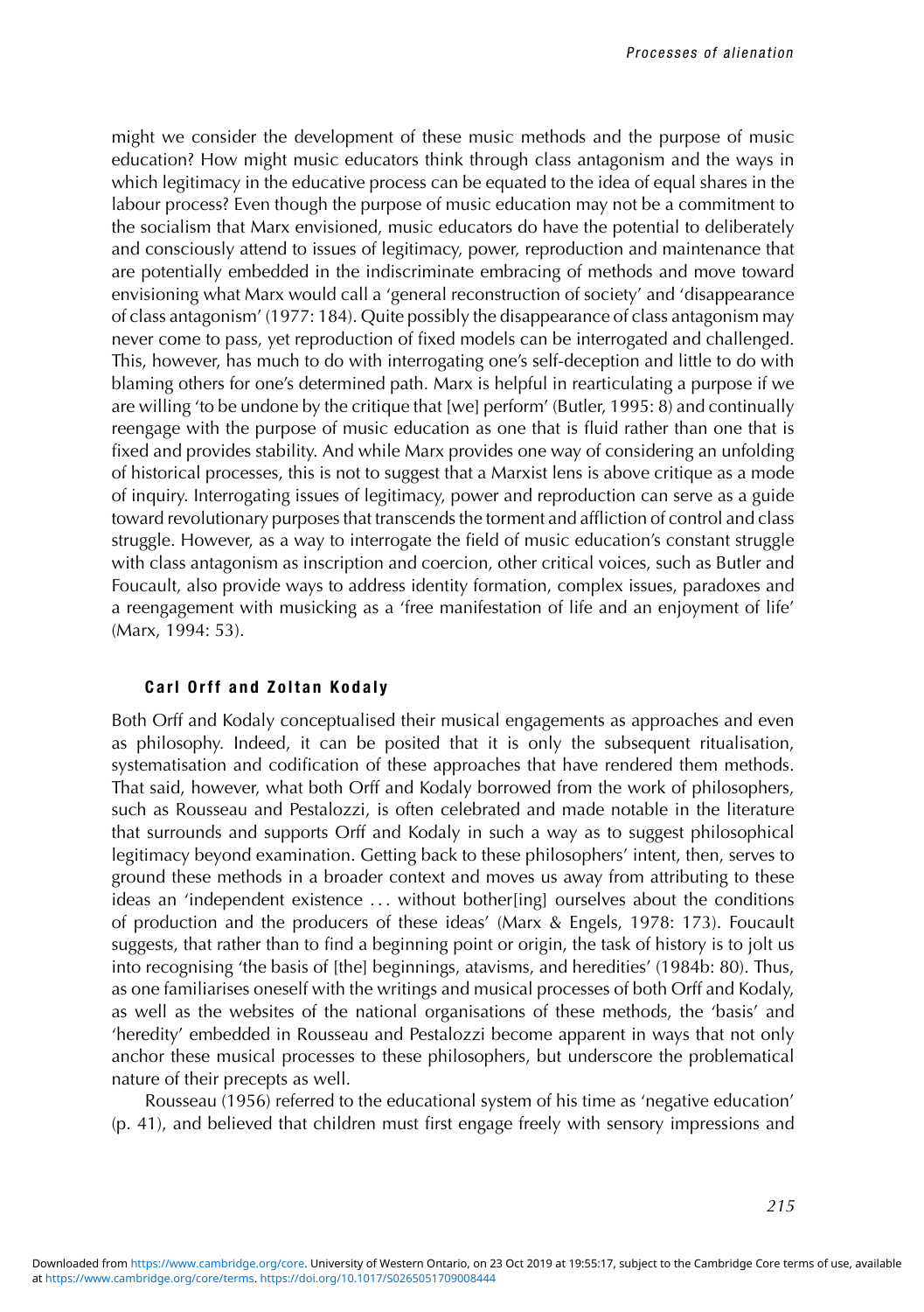might we consider the development of these music methods and the purpose of music education? How might music educators think through class antagonism and the ways in which legitimacy in the educative process can be equated to the idea of equal shares in the labour process? Even though the purpose of music education may not be a commitment to the socialism that Marx envisioned, music educators do have the potential to deliberately and consciously attend to issues of legitimacy, power, reproduction and maintenance that are potentially embedded in the indiscriminate embracing of methods and move toward envisioning what Marx would call a 'general reconstruction of society' and 'disappearance of class antagonism' (1977: 184). Quite possibly the disappearance of class antagonism may never come to pass, yet reproduction of fixed models can be interrogated and challenged. This, however, has much to do with interrogating one's self-deception and little to do with blaming others for one's determined path. Marx is helpful in rearticulating a purpose if we are willing 'to be undone by the critique that [we] perform' (Butler, 1995: 8) and continually reengage with the purpose of music education as one that is fluid rather than one that is fixed and provides stability. And while Marx provides one way of considering an unfolding of historical processes, this is not to suggest that a Marxist lens is above critique as a mode of inquiry. Interrogating issues of legitimacy, power and reproduction can serve as a guide toward revolutionary purposes that transcends the torment and affliction of control and class struggle. However, as a way to interrogate the field of music education's constant struggle with class antagonism as inscription and coercion, other critical voices, such as Butler and Foucault, also provide ways to address identity formation, complex issues, paradoxes and a reengagement with musicking as a 'free manifestation of life and an enjoyment of life' (Marx, 1994: 53).

### Carl Orff and Zoltan Kodaly

Both Orff and Kodaly conceptualised their musical engagements as approaches and even as philosophy. Indeed, it can be posited that it is only the subsequent ritualisation, systematisation and codification of these approaches that have rendered them methods. That said, however, what both Orff and Kodaly borrowed from the work of philosophers, such as Rousseau and Pestalozzi, is often celebrated and made notable in the literature that surrounds and supports Orff and Kodaly in such a way as to suggest philosophical legitimacy beyond examination. Getting back to these philosophers' intent, then, serves to ground these methods in a broader context and moves us away from attributing to these ideas an 'independent existence ... without bother[ing] ourselves about the conditions of production and the producers of these ideas' (Marx & Engels, 1978: 173). Foucault suggests, that rather than to find a beginning point or origin, the task of history is to jolt us into recognising 'the basis of [the] beginnings, atavisms, and heredities' (1984b: 80). Thus, as one familiarises oneself with the writings and musical processes of both Orff and Kodaly, as well as the websites of the national organisations of these methods, the 'basis' and 'heredity' embedded in Rousseau and Pestalozzi become apparent in ways that not only anchor these musical processes to these philosophers, but underscore the problematical nature of their precepts as well.

Rousseau (1956) referred to the educational system of his time as 'negative education' (p. 41), and believed that children must first engage freely with sensory impressions and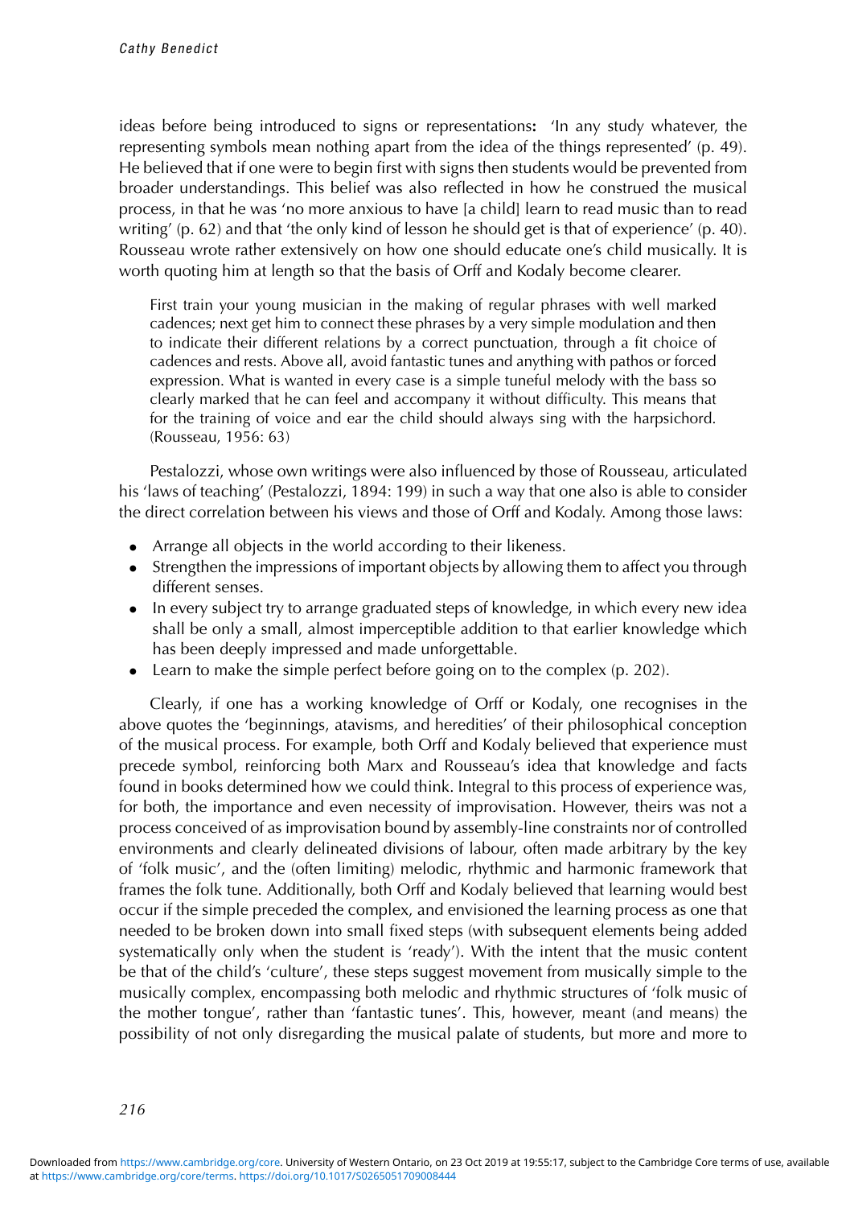ideas before being introduced to signs or representations**:** 'In any study whatever, the representing symbols mean nothing apart from the idea of the things represented' (p. 49). He believed that if one were to begin first with signs then students would be prevented from broader understandings. This belief was also reflected in how he construed the musical process, in that he was 'no more anxious to have [a child] learn to read music than to read writing' (p. 62) and that 'the only kind of lesson he should get is that of experience' (p. 40). Rousseau wrote rather extensively on how one should educate one's child musically. It is worth quoting him at length so that the basis of Orff and Kodaly become clearer.

> First train your young musician in the making of regular phrases with well marked cadences; next get him to connect these phrases by a very simple modulation and then to indicate their different relations by a correct punctuation, through a fit choice of cadences and rests. Above all, avoid fantastic tunes and anything with pathos or forced expression. What is wanted in every case is a simple tuneful melody with the bass so clearly marked that he can feel and accompany it without difficulty. This means that for the training of voice and ear the child should always sing with the harpsichord. (Rousseau, 1956: 63)

Pestalozzi, whose own writings were also influenced by those of Rousseau, articulated his 'laws of teaching' (Pestalozzi, 1894: 199) in such a way that one also is able to consider the direct correlation between his views and those of Orff and Kodaly. Among those laws:

- Arrange all objects in the world according to their likeness.
- Strengthen the impressions of important objects by allowing them to affect you through different senses.
- In every subject try to arrange graduated steps of knowledge, in which every new idea shall be only a small, almost imperceptible addition to that earlier knowledge which has been deeply impressed and made unforgettable.
- Learn to make the simple perfect before going on to the complex (p. 202).

Clearly, if one has a working knowledge of Orff or Kodaly, one recognises in the above quotes the 'beginnings, atavisms, and heredities' of their philosophical conception of the musical process. For example, both Orff and Kodaly believed that experience must precede symbol, reinforcing both Marx and Rousseau's idea that knowledge and facts found in books determined how we could think. Integral to this process of experience was, for both, the importance and even necessity of improvisation. However, theirs was not a process conceived of as improvisation bound by assembly-line constraints nor of controlled environments and clearly delineated divisions of labour, often made arbitrary by the key of 'folk music', and the (often limiting) melodic, rhythmic and harmonic framework that frames the folk tune. Additionally, both Orff and Kodaly believed that learning would best occur if the simple preceded the complex, and envisioned the learning process as one that needed to be broken down into small fixed steps (with subsequent elements being added systematically only when the student is 'ready'). With the intent that the music content be that of the child's 'culture', these steps suggest movement from musically simple to the musically complex, encompassing both melodic and rhythmic structures of 'folk music of the mother tongue', rather than 'fantastic tunes'. This, however, meant (and means) the possibility of not only disregarding the musical palate of students, but more and more to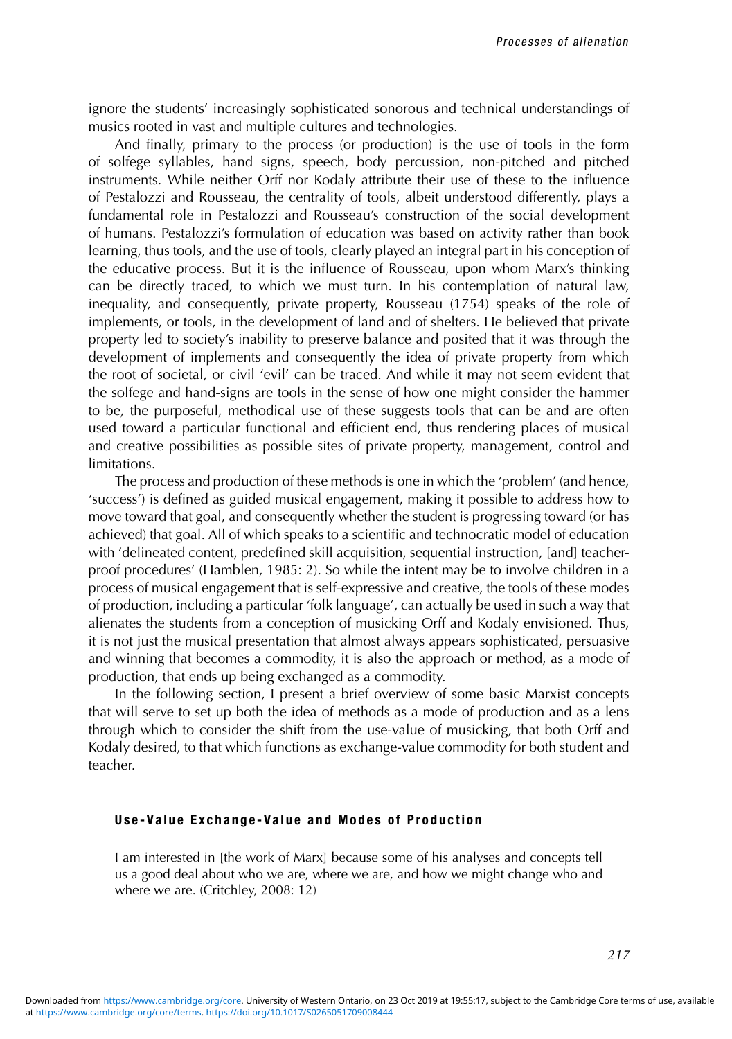ignore the students' increasingly sophisticated sonorous and technical understandings of musics rooted in vast and multiple cultures and technologies.

And finally, primary to the process (or production) is the use of tools in the form of solfege syllables, hand signs, speech, body percussion, non-pitched and pitched instruments. While neither Orff nor Kodaly attribute their use of these to the influence of Pestalozzi and Rousseau, the centrality of tools, albeit understood differently, plays a fundamental role in Pestalozzi and Rousseau's construction of the social development of humans. Pestalozzi's formulation of education was based on activity rather than book learning, thus tools, and the use of tools, clearly played an integral part in his conception of the educative process. But it is the influence of Rousseau, upon whom Marx's thinking can be directly traced, to which we must turn. In his contemplation of natural law, inequality, and consequently, private property, Rousseau (1754) speaks of the role of implements, or tools, in the development of land and of shelters. He believed that private property led to society's inability to preserve balance and posited that it was through the development of implements and consequently the idea of private property from which the root of societal, or civil 'evil' can be traced. And while it may not seem evident that the solfege and hand-signs are tools in the sense of how one might consider the hammer to be, the purposeful, methodical use of these suggests tools that can be and are often used toward a particular functional and efficient end, thus rendering places of musical and creative possibilities as possible sites of private property, management, control and limitations.

The process and production of these methods is one in which the 'problem' (and hence, 'success') is defined as guided musical engagement, making it possible to address how to move toward that goal, and consequently whether the student is progressing toward (or has achieved) that goal. All of which speaks to a scientific and technocratic model of education with 'delineated content, predefined skill acquisition, sequential instruction, [and] teacher-proof procedures' (Hamblen, 1985: 2). So while the intent may be to involve children in a process of musical engagement that is self-expressive and creative, the tools of these modes of production, including a particular 'folk language', can actually be used in such a way that alienates the students from a conception of musicking Orff and Kodaly envisioned. Thus, it is not just the musical presentation that almost always appears sophisticated, persuasive and winning that becomes a commodity, it is also the approach or method, as a mode of production, that ends up being exchanged as a commodity.

In the following section, I present a brief overview of some basic Marxist concepts that will serve to set up both the idea of methods as a mode of production and as a lens through which to consider the shift from the use-value of musicking, that both Orff and Kodaly desired, to that which functions as exchange-value commodity for both student and teacher.

## Use-Value Exchange-Value and Modes of Production

> I am interested in [the work of Marx] because some of his analyses and concepts tell us a good deal about who we are, where we are, and how we might change who and where we are. (Critchley, 2008: 12)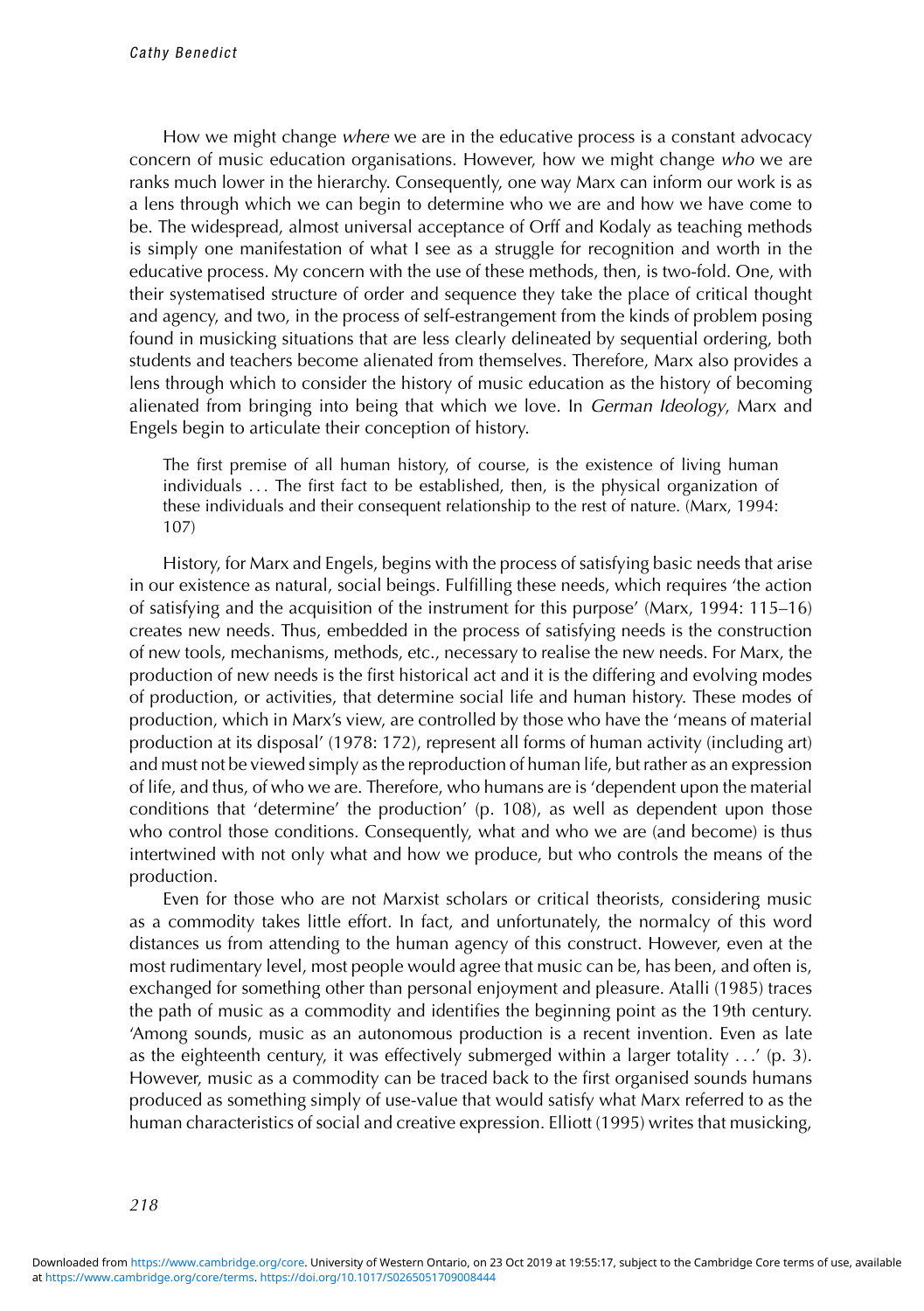How we might change *where* we are in the educative process is a constant advocacy concern of music education organisations. However, how we might change *who* we are ranks much lower in the hierarchy. Consequently, one way Marx can inform our work is as a lens through which we can begin to determine who we are and how we have come to be. The widespread, almost universal acceptance of Orff and Kodaly as teaching methods is simply one manifestation of what I see as a struggle for recognition and worth in the educative process. My concern with the use of these methods, then, is two-fold. One, with their systematised structure of order and sequence they take the place of critical thought and agency, and two, in the process of self-estrangement from the kinds of problem posing found in musicking situations that are less clearly delineated by sequential ordering, both students and teachers become alienated from themselves. Therefore, Marx also provides a lens through which to consider the history of music education as the history of becoming alienated from bringing into being that which we love. In *German Ideology*, Marx and Engels begin to articulate their conception of history.

> The first premise of all human history, of course, is the existence of living human individuals . . . The first fact to be established, then, is the physical organization of these individuals and their consequent relationship to the rest of nature. (Marx, 1994: 107)

History, for Marx and Engels, begins with the process of satisfying basic needs that arise in our existence as natural, social beings. Fulfilling these needs, which requires 'the action of satisfying and the acquisition of the instrument for this purpose' (Marx, 1994: 115–16) creates new needs. Thus, embedded in the process of satisfying needs is the construction of new tools, mechanisms, methods, etc., necessary to realise the new needs. For Marx, the production of new needs is the first historical act and it is the differing and evolving modes of production, or activities, that determine social life and human history. These modes of production, which in Marx's view, are controlled by those who have the 'means of material production at its disposal' (1978: 172), represent all forms of human activity (including art) and must not be viewed simply as the reproduction of human life, but rather as an expression of life, and thus, of who we are. Therefore, who humans are is 'dependent upon the material conditions that 'determine' the production' (p. 108), as well as dependent upon those who control those conditions. Consequently, what and who we are (and become) is thus intertwined with not only what and how we produce, but who controls the means of the production.

Even for those who are not Marxist scholars or critical theorists, considering music as a commodity takes little effort. In fact, and unfortunately, the normalcy of this word distances us from attending to the human agency of this construct. However, even at the most rudimentary level, most people would agree that music can be, has been, and often is, exchanged for something other than personal enjoyment and pleasure. Atalli (1985) traces the path of music as a commodity and identifies the beginning point as the 19th century. 'Among sounds, music as an autonomous production is a recent invention. Even as late as the eighteenth century, it was effectively submerged within a larger totality . . .' (p. 3). However, music as a commodity can be traced back to the first organised sounds humans produced as something simply of use-value that would satisfy what Marx referred to as the human characteristics of social and creative expression. Elliott (1995) writes that musicking,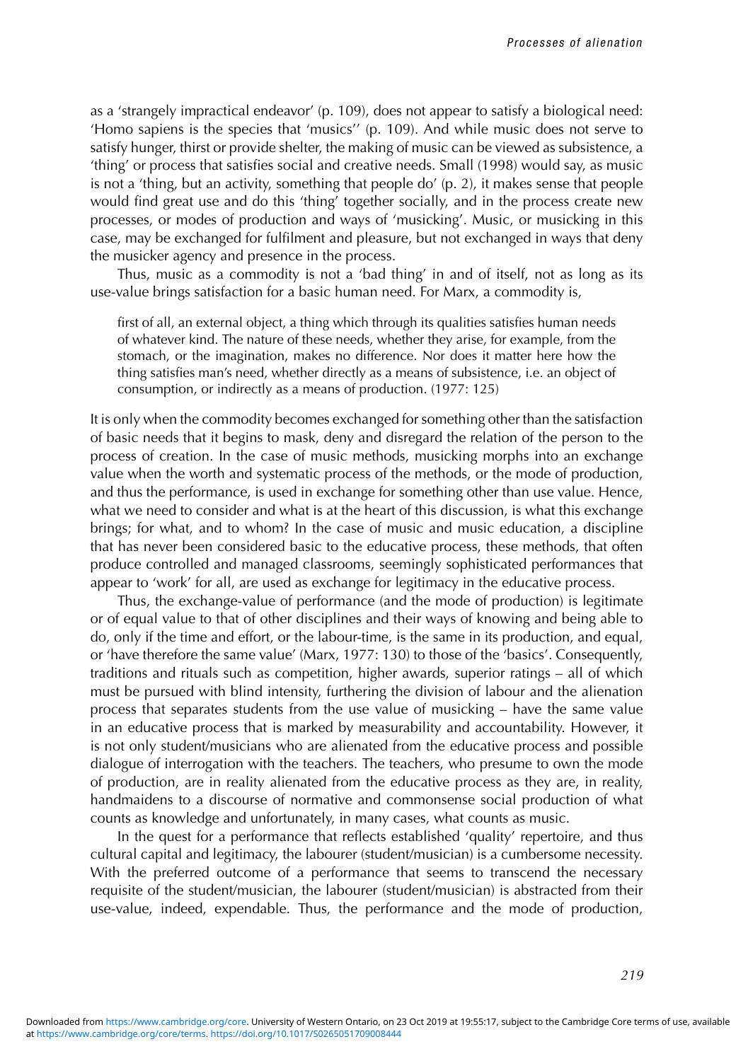as a 'strangely impractical endeavor' (p. 109), does not appear to satisfy a biological need: 'Homo sapiens is the species that 'musics'' (p. 109). And while music does not serve to satisfy hunger, thirst or provide shelter, the making of music can be viewed as subsistence, a 'thing' or process that satisfies social and creative needs. Small (1998) would say, as music is not a 'thing, but an activity, something that people do' (p. 2), it makes sense that people would find great use and do this 'thing' together socially, and in the process create new processes, or modes of production and ways of 'musicking'. Music, or musicking in this case, may be exchanged for fulfilment and pleasure, but not exchanged in ways that deny the musicker agency and presence in the process.

Thus, music as a commodity is not a 'bad thing' in and of itself, not as long as its use-value brings satisfaction for a basic human need. For Marx, a commodity is,

> first of all, an external object, a thing which through its qualities satisfies human needs of whatever kind. The nature of these needs, whether they arise, for example, from the stomach, or the imagination, makes no difference. Nor does it matter here how the thing satisfies man's need, whether directly as a means of subsistence, i.e. an object of consumption, or indirectly as a means of production. (1977: 125)

It is only when the commodity becomes exchanged for something other than the satisfaction of basic needs that it begins to mask, deny and disregard the relation of the person to the process of creation. In the case of music methods, musicking morphs into an exchange value when the worth and systematic process of the methods, or the mode of production, and thus the performance, is used in exchange for something other than use value. Hence, what we need to consider and what is at the heart of this discussion, is what this exchange brings; for what, and to whom? In the case of music and music education, a discipline that has never been considered basic to the educative process, these methods, that often produce controlled and managed classrooms, seemingly sophisticated performances that appear to 'work' for all, are used as exchange for legitimacy in the educative process.

Thus, the exchange-value of performance (and the mode of production) is legitimate or of equal value to that of other disciplines and their ways of knowing and being able to do, only if the time and effort, or the labour-time, is the same in its production, and equal, or 'have therefore the same value' (Marx, 1977: 130) to those of the 'basics'. Consequently, traditions and rituals such as competition, higher awards, superior ratings – all of which must be pursued with blind intensity, furthering the division of labour and the alienation process that separates students from the use value of musicking – have the same value in an educative process that is marked by measurability and accountability. However, it is not only student/musicians who are alienated from the educative process and possible dialogue of interrogation with the teachers. The teachers, who presume to own the mode of production, are in reality alienated from the educative process as they are, in reality, handmaidens to a discourse of normative and commonsense social production of what counts as knowledge and unfortunately, in many cases, what counts as music.

In the quest for a performance that reflects established 'quality' repertoire, and thus cultural capital and legitimacy, the labourer (student/musician) is a cumbersome necessity. With the preferred outcome of a performance that seems to transcend the necessary requisite of the student/musician, the labourer (student/musician) is abstracted from their use-value, indeed, expendable. Thus, the performance and the mode of production,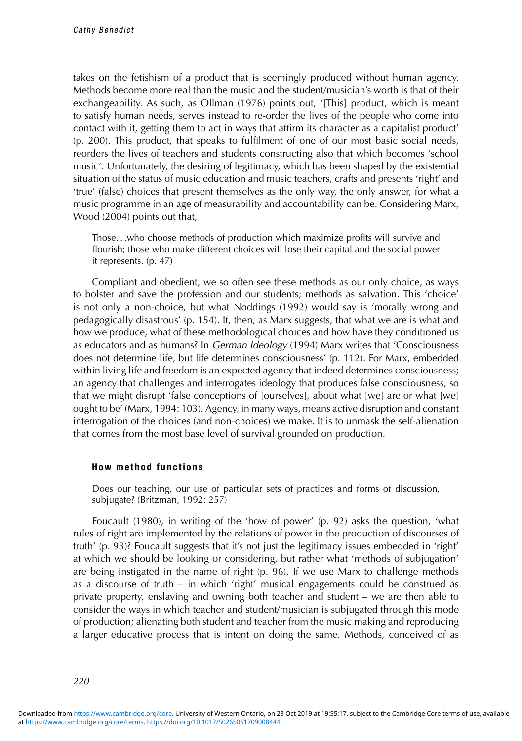takes on the fetishism of a product that is seemingly produced without human agency. Methods become more real than the music and the student/musician's worth is that of their exchangeability. As such, as Ollman (1976) points out, '[This] product, which is meant to satisfy human needs, serves instead to re-order the lives of the people who come into contact with it, getting them to act in ways that affirm its character as a capitalist product' (p. 200). This product, that speaks to fulfilment of one of our most basic social needs, reorders the lives of teachers and students constructing also that which becomes 'school music'. Unfortunately, the desiring of legitimacy, which has been shaped by the existential situation of the status of music education and music teachers, crafts and presents 'right' and 'true' (false) choices that present themselves as the only way, the only answer, for what a music programme in an age of measurability and accountability can be. Considering Marx, Wood (2004) points out that,

> Those. . .who choose methods of production which maximize profits will survive and flourish; those who make different choices will lose their capital and the social power it represents. (p. 47)

Compliant and obedient, we so often see these methods as our only choice, as ways to bolster and save the profession and our students; methods as salvation. This 'choice' is not only a non-choice, but what Noddings (1992) would say is 'morally wrong and pedagogically disastrous' (p. 154). If, then, as Marx suggests, that what we are is what and how we produce, what of these methodological choices and how have they conditioned us as educators and as humans? In *German Ideology* (1994) Marx writes that 'Consciousness does not determine life, but life determines consciousness' (p. 112). For Marx, embedded within living life and freedom is an expected agency that indeed determines consciousness; an agency that challenges and interrogates ideology that produces false consciousness, so that we might disrupt 'false conceptions of [ourselves], about what [we] are or what [we] ought to be' (Marx, 1994: 103). Agency, in many ways, means active disruption and constant interrogation of the choices (and non-choices) we make. It is to unmask the self-alienation that comes from the most base level of survival grounded on production.

## How method functions

> Does our teaching, our use of particular sets of practices and forms of discussion, subjugate? (Britzman, 1992: 257)

Foucault (1980), in writing of the 'how of power' (p. 92) asks the question, 'what rules of right are implemented by the relations of power in the production of discourses of truth' (p. 93)? Foucault suggests that it's not just the legitimacy issues embedded in 'right' at which we should be looking or considering, but rather what 'methods of subjugation' are being instigated in the name of right (p. 96). If we use Marx to challenge methods as a discourse of truth – in which 'right' musical engagements could be construed as private property, enslaving and owning both teacher and student – we are then able to consider the ways in which teacher and student/musician is subjugated through this mode of production; alienating both student and teacher from the music making and reproducing a larger educative process that is intent on doing the same. Methods, conceived of as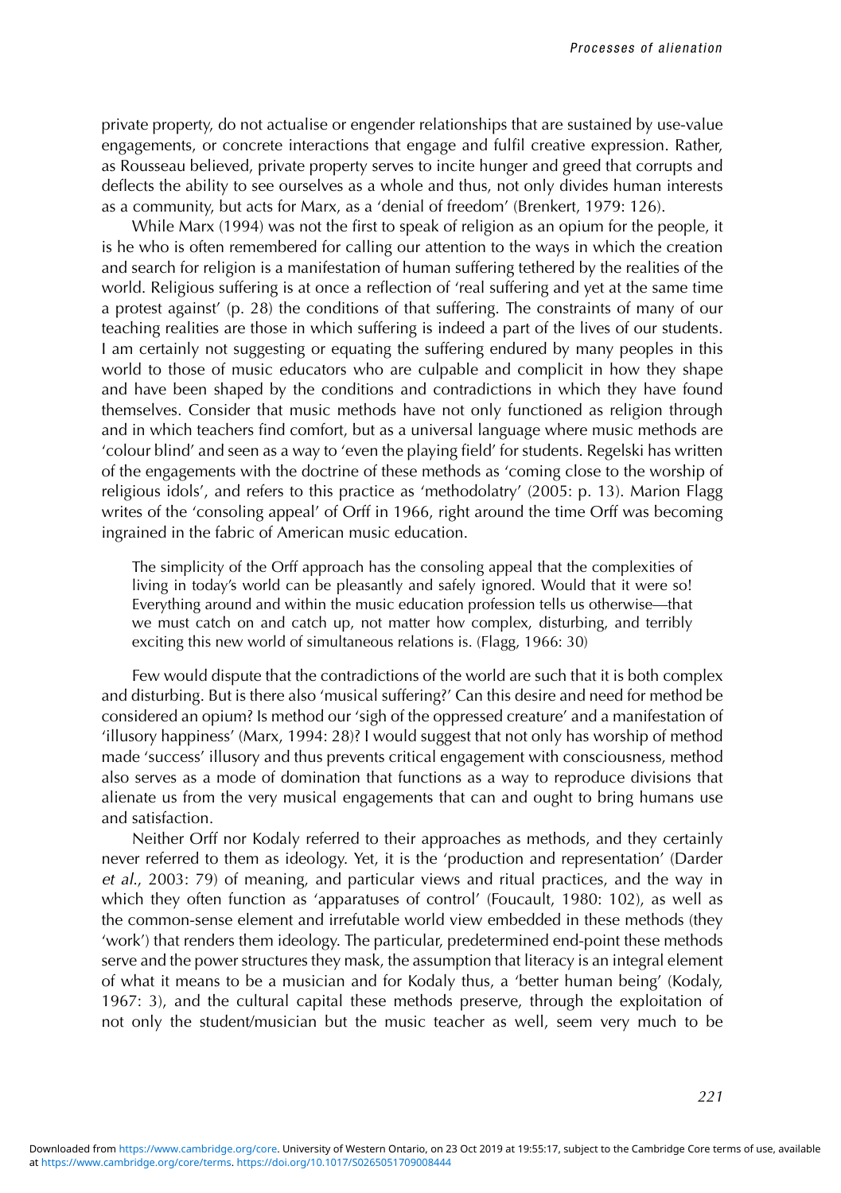private property, do not actualise or engender relationships that are sustained by use-value engagements, or concrete interactions that engage and fulfil creative expression. Rather, as Rousseau believed, private property serves to incite hunger and greed that corrupts and deflects the ability to see ourselves as a whole and thus, not only divides human interests as a community, but acts for Marx, as a 'denial of freedom' (Brenkert, 1979: 126).

While Marx (1994) was not the first to speak of religion as an opium for the people, it is he who is often remembered for calling our attention to the ways in which the creation and search for religion is a manifestation of human suffering tethered by the realities of the world. Religious suffering is at once a reflection of 'real suffering and yet at the same time a protest against' (p. 28) the conditions of that suffering. The constraints of many of our teaching realities are those in which suffering is indeed a part of the lives of our students. I am certainly not suggesting or equating the suffering endured by many peoples in this world to those of music educators who are culpable and complicit in how they shape and have been shaped by the conditions and contradictions in which they have found themselves. Consider that music methods have not only functioned as religion through and in which teachers find comfort, but as a universal language where music methods are 'colour blind' and seen as a way to 'even the playing field' for students. Regelski has written of the engagements with the doctrine of these methods as 'coming close to the worship of religious idols', and refers to this practice as 'methodolatry' (2005: p. 13). Marion Flagg writes of the 'consoling appeal' of Orff in 1966, right around the time Orff was becoming ingrained in the fabric of American music education.

> The simplicity of the Orff approach has the consoling appeal that the complexities of living in today's world can be pleasantly and safely ignored. Would that it were so! Everything around and within the music education profession tells us otherwise—that we must catch on and catch up, not matter how complex, disturbing, and terribly exciting this new world of simultaneous relations is. (Flagg, 1966: 30)

Few would dispute that the contradictions of the world are such that it is both complex and disturbing. But is there also 'musical suffering?' Can this desire and need for method be considered an opium? Is method our 'sigh of the oppressed creature' and a manifestation of 'illusory happiness' (Marx, 1994: 28)? I would suggest that not only has worship of method made 'success' illusory and thus prevents critical engagement with consciousness, method also serves as a mode of domination that functions as a way to reproduce divisions that alienate us from the very musical engagements that can and ought to bring humans use and satisfaction.

Neither Orff nor Kodaly referred to their approaches as methods, and they certainly never referred to them as ideology. Yet, it is the 'production and representation' (Darder *et al.*, 2003: 79) of meaning, and particular views and ritual practices, and the way in which they often function as 'apparatuses of control' (Foucault, 1980: 102), as well as the common-sense element and irrefutable world view embedded in these methods (they 'work') that renders them ideology. The particular, predetermined end-point these methods serve and the power structures they mask, the assumption that literacy is an integral element of what it means to be a musician and for Kodaly thus, a 'better human being' (Kodaly, 1967: 3), and the cultural capital these methods preserve, through the exploitation of not only the student/musician but the music teacher as well, seem very much to be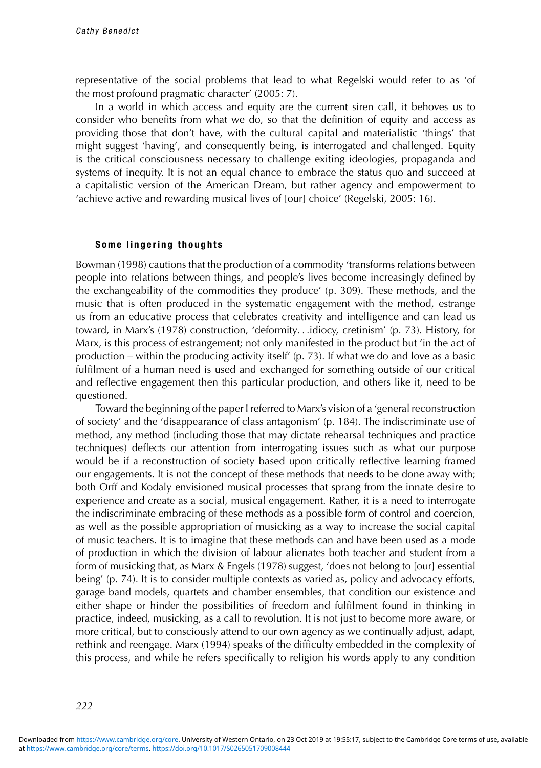representative of the social problems that lead to what Regelski would refer to as 'of the most profound pragmatic character' (2005: 7).

In a world in which access and equity are the current siren call, it behoves us to consider who benefits from what we do, so that the definition of equity and access as providing those that don't have, with the cultural capital and materialistic 'things' that might suggest 'having', and consequently being, is interrogated and challenged. Equity is the critical consciousness necessary to challenge exiting ideologies, propaganda and systems of inequity. It is not an equal chance to embrace the status quo and succeed at a capitalistic version of the American Dream, but rather agency and empowerment to 'achieve active and rewarding musical lives of [our] choice' (Regelski, 2005: 16).

## Some lingering thoughts

Bowman (1998) cautions that the production of a commodity 'transforms relations between people into relations between things, and people's lives become increasingly defined by the exchangeability of the commodities they produce' (p. 309). These methods, and the music that is often produced in the systematic engagement with the method, estrange us from an educative process that celebrates creativity and intelligence and can lead us toward, in Marx's (1978) construction, 'deformity. . .idiocy, cretinism' (p. 73). History, for Marx, is this process of estrangement; not only manifested in the product but 'in the act of production – within the producing activity itself' (p. 73). If what we do and love as a basic fulfilment of a human need is used and exchanged for something outside of our critical and reflective engagement then this particular production, and others like it, need to be questioned.

Toward the beginning of the paper I referred to Marx's vision of a 'general reconstruction of society' and the 'disappearance of class antagonism' (p. 184). The indiscriminate use of method, any method (including those that may dictate rehearsal techniques and practice techniques) deflects our attention from interrogating issues such as what our purpose would be if a reconstruction of society based upon critically reflective learning framed our engagements. It is not the concept of these methods that needs to be done away with; both Orff and Kodaly envisioned musical processes that sprang from the innate desire to experience and create as a social, musical engagement. Rather, it is a need to interrogate the indiscriminate embracing of these methods as a possible form of control and coercion, as well as the possible appropriation of musicking as a way to increase the social capital of music teachers. It is to imagine that these methods can and have been used as a mode of production in which the division of labour alienates both teacher and student from a form of musicking that, as Marx & Engels (1978) suggest, 'does not belong to [our] essential being' (p. 74). It is to consider multiple contexts as varied as, policy and advocacy efforts, garage band models, quartets and chamber ensembles, that condition our existence and either shape or hinder the possibilities of freedom and fulfilment found in thinking in practice, indeed, musicking, as a call to revolution. It is not just to become more aware, or more critical, but to consciously attend to our own agency as we continually adjust, adapt, rethink and reengage. Marx (1994) speaks of the difficulty embedded in the complexity of this process, and while he refers specifically to religion his words apply to any condition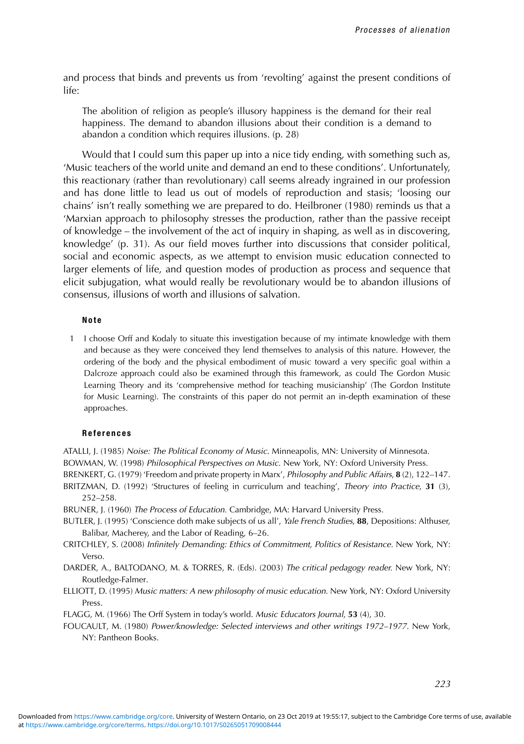and process that binds and prevents us from 'revolting' against the present conditions of life:

> The abolition of religion as people's illusory happiness is the demand for their real happiness. The demand to abandon illusions about their condition is a demand to abandon a condition which requires illusions. (p. 28)

Would that I could sum this paper up into a nice tidy ending, with something such as, 'Music teachers of the world unite and demand an end to these conditions'. Unfortunately, this reactionary (rather than revolutionary) call seems already ingrained in our profession and has done little to lead us out of models of reproduction and stasis; 'loosing our chains' isn't really something we are prepared to do. Heilbroner (1980) reminds us that a 'Marxian approach to philosophy stresses the production, rather than the passive receipt of knowledge – the involvement of the act of inquiry in shaping, as well as in discovering, knowledge' (p. 31). As our field moves further into discussions that consider political, social and economic aspects, as we attempt to envision music education connected to larger elements of life, and question modes of production as process and sequence that elicit subjugation, what would really be revolutionary would be to abandon illusions of consensus, illusions of worth and illusions of salvation.

### Note

1 I choose Orff and Kodaly to situate this investigation because of my intimate knowledge with them and because as they were conceived they lend themselves to analysis of this nature. However, the ordering of the body and the physical embodiment of music toward a very specific goal within a Dalcroze approach could also be examined through this framework, as could The Gordon Music Learning Theory and its 'comprehensive method for teaching musicianship' (The Gordon Institute for Music Learning). The constraints of this paper do not permit an in-depth examination of these approaches.

### References

ATALLI, J. (1985) *Noise: The Political Economy of Music*. Minneapolis, MN: University of Minnesota.

BOWMAN, W. (1998) *Philosophical Perspectives on Music*. New York, NY: Oxford University Press.

BRENKERT, G. (1979) 'Freedom and private property in Marx', *Philosophy and Public Affairs*, **8** (2), 122–147.

BRITZMAN, D. (1992) 'Structures of feeling in curriculum and teaching', *Theory into Practice*, **31** (3), 252–258.

BRUNER, J. (1960) *The Process of Education*. Cambridge, MA: Harvard University Press.

BUTLER, J. (1995) 'Conscience doth make subjects of us all', *Yale French Studies*, **88**, Depositions: Althuser, Balibar, Macherey, and the Labor of Reading, 6–26.

CRITCHLEY, S. (2008) *Infinitely Demanding: Ethics of Commitment, Politics of Resistance*. New York, NY: Verso.

DARDER, A., BALTODANO, M. & TORRES, R. (Eds). (2003) *The critical pedagogy reader*. New York, NY: Routledge-Falmer.

ELLIOTT, D. (1995) *Music matters: A new philosophy of music education*. New York, NY: Oxford University Press.

FLAGG, M. (1966) The Orff System in today's world. *Music Educators Journal*, **53** (4), 30.

FOUCAULT, M. (1980) *Power/knowledge: Selected interviews and other writings 1972–1977*. New York, NY: Pantheon Books.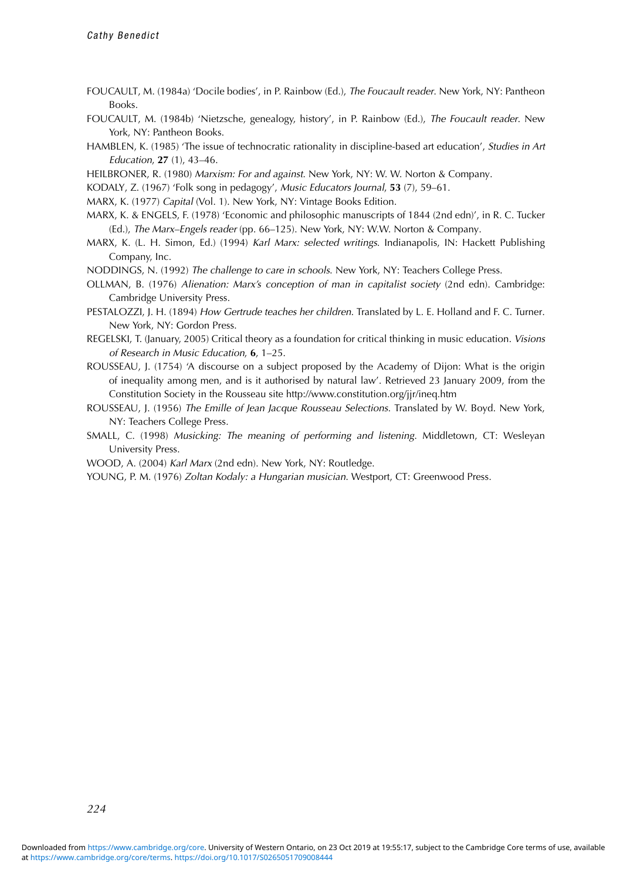FOUCAULT, M. (1984a) 'Docile bodies', in P. Rainbow (Ed.), *The Foucault reader*. New York, NY: Pantheon Books.

FOUCAULT, M. (1984b) 'Nietzsche, genealogy, history', in P. Rainbow (Ed.), *The Foucault reader*. New York, NY: Pantheon Books.

HAMBLEN, K. (1985) 'The issue of technocratic rationality in discipline-based art education', *Studies in Art Education*, **27** (1), 43–46.

HEILBRONER, R. (1980) *Marxism: For and against*. New York, NY: W. W. Norton & Company.

KODALY, Z. (1967) 'Folk song in pedagogy', *Music Educators Journal*, **53** (7), 59–61.

MARX, K. (1977) *Capital* (Vol. 1). New York, NY: Vintage Books Edition.

MARX, K. & ENGELS, F. (1978) 'Economic and philosophic manuscripts of 1844 (2nd edn)', in R. C. Tucker (Ed.), *The Marx–Engels reader* (pp. 66–125). New York, NY: W.W. Norton & Company.

MARX, K. (L. H. Simon, Ed.) (1994) *Karl Marx: selected writings*. Indianapolis, IN: Hackett Publishing Company, Inc.

NODDINGS, N. (1992) *The challenge to care in schools*. New York, NY: Teachers College Press.

OLLMAN, B. (1976) *Alienation: Marx's conception of man in capitalist society* (2nd edn). Cambridge: Cambridge University Press.

PESTALOZZI, J. H. (1894) *How Gertrude teaches her children*. Translated by L. E. Holland and F. C. Turner. New York, NY: Gordon Press.

REGELSKI, T. (January, 2005) Critical theory as a foundation for critical thinking in music education. *Visions of Research in Music Education*, **6**, 1–25.

ROUSSEAU, J. (1754) 'A discourse on a subject proposed by the Academy of Dijon: What is the origin of inequality among men, and is it authorised by natural law'. Retrieved 23 January 2009, from the Constitution Society in the Rousseau site http://www.constitution.org/jjr/ineq.htm

ROUSSEAU, J. (1956) *The Emille of Jean Jacque Rousseau Selections*. Translated by W. Boyd. New York, NY: Teachers College Press.

SMALL, C. (1998) *Musicking: The meaning of performing and listening*. Middletown, CT: Wesleyan University Press.

WOOD, A. (2004) *Karl Marx* (2nd edn). New York, NY: Routledge.

YOUNG, P. M. (1976) *Zoltan Kodaly: a Hungarian musician*. Westport, CT: Greenwood Press.